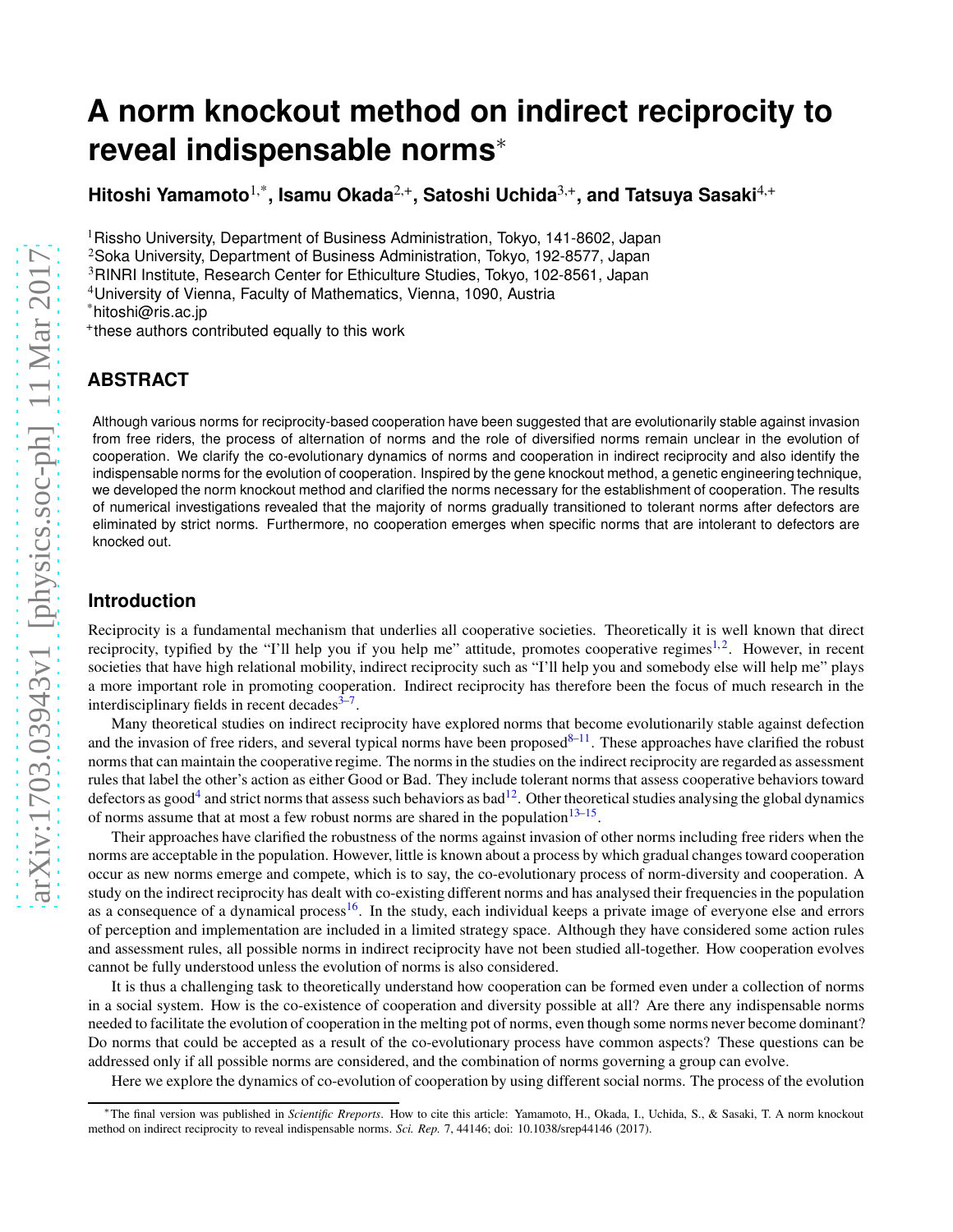# A norm knockout method on indirect reciprocity to reveal indispensable norms*

**Hitoshi Yamamoto[1,*], Isamu Okada[2,+], Satoshi Uchida[3,+], and Tatsuya Sasaki[4,+]**

[1]Rissho University, Department of Business Administration, Tokyo, 141-8602, Japan
[2]Soka University, Department of Business Administration, Tokyo, 192-8577, Japan
[3]RINRI Institute, Research Center for Ethiculture Studies, Tokyo, 102-8561, Japan
[4]University of Vienna, Faculty of Mathematics, Vienna, 1090, Austria
[*]hitoshi@ris.ac.jp
[+]these authors contributed equally to this work

## ABSTRACT

Although various norms for reciprocity-based cooperation have been suggested that are evolutionarily stable against invasion from free riders, the process of alternation of norms and the role of diversified norms remain unclear in the evolution of cooperation. We clarify the co-evolutionary dynamics of norms and cooperation in indirect reciprocity and also identify the indispensable norms for the evolution of cooperation. Inspired by the gene knockout method, a genetic engineering technique, we developed the norm knockout method and clarified the norms necessary for the establishment of cooperation. The results of numerical investigations revealed that the majority of norms gradually transitioned to tolerant norms after defectors are eliminated by strict norms. Furthermore, no cooperation emerges when specific norms that are intolerant to defectors are knocked out.

## Introduction

Reciprocity is a fundamental mechanism that underlies all cooperative societies. Theoretically it is well known that direct reciprocity, typified by the "I'll help you if you help me" attitude, promotes cooperative regimes[1,2]. However, in recent societies that have high relational mobility, indirect reciprocity such as "I'll help you and somebody else will help me" plays a more important role in promoting cooperation. Indirect reciprocity has therefore been the focus of much research in the interdisciplinary fields in recent decades[3–7].

Many theoretical studies on indirect reciprocity have explored norms that become evolutionarily stable against defection and the invasion of free riders, and several typical norms have been proposed[8–11]. These approaches have clarified the robust norms that can maintain the cooperative regime. The norms in the studies on the indirect reciprocity are regarded as assessment rules that label the other's action as either Good or Bad. They include tolerant norms that assess cooperative behaviors toward defectors as good[4] and strict norms that assess such behaviors as bad[12]. Other theoretical studies analysing the global dynamics of norms assume that at most a few robust norms are shared in the population[13–15].

Their approaches have clarified the robustness of the norms against invasion of other norms including free riders when the norms are acceptable in the population. However, little is known about a process by which gradual changes toward cooperation occur as new norms emerge and compete, which is to say, the co-evolutionary process of norm-diversity and cooperation. A study on the indirect reciprocity has dealt with co-existing different norms and has analysed their frequencies in the population as a consequence of a dynamical process[16]. In the study, each individual keeps a private image of everyone else and errors of perception and implementation are included in a limited strategy space. Although they have considered some action rules and assessment rules, all possible norms in indirect reciprocity have not been studied all-together. How cooperation evolves cannot be fully understood unless the evolution of norms is also considered.

It is thus a challenging task to theoretically understand how cooperation can be formed even under a collection of norms in a social system. How is the co-existence of cooperation and diversity possible at all? Are there any indispensable norms needed to facilitate the evolution of cooperation in the melting pot of norms, even though some norms never become dominant? Do norms that could be accepted as a result of the co-evolutionary process have common aspects? These questions can be addressed only if all possible norms are considered, and the combination of norms governing a group can evolve.

Here we explore the dynamics of co-evolution of cooperation by using different social norms. The process of the evolution

*The final version was published in *Scientific Rreports*. How to cite this article: Yamamoto, H., Okada, I., Uchida, S., & Sasaki, T. A norm knockout method on indirect reciprocity to reveal indispensable norms. *Sci. Rep.* 7, 44146; doi: 10.1038/srep44146 (2017).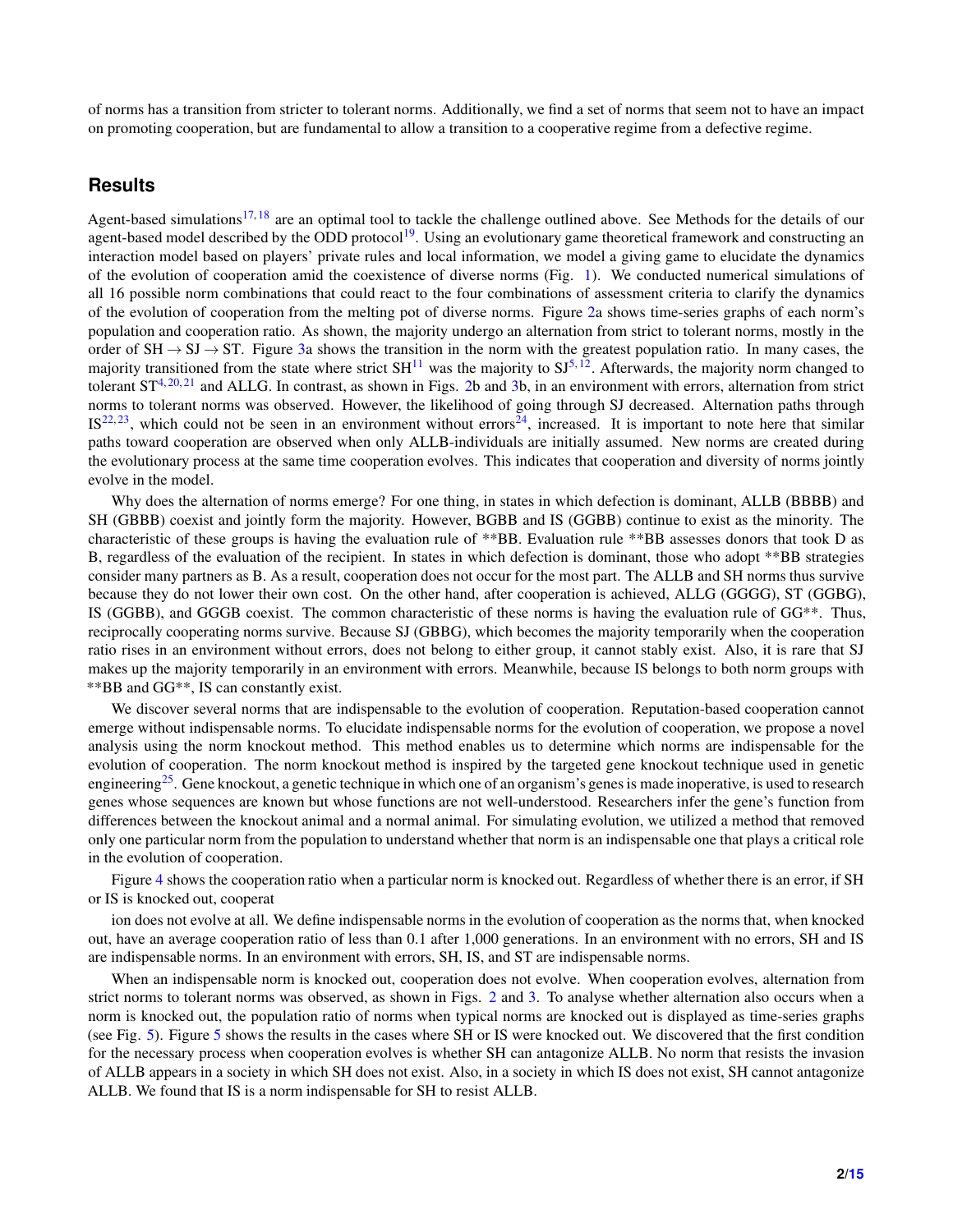of norms has a transition from stricter to tolerant norms. Additionally, we find a set of norms that seem not to have an impact on promoting cooperation, but are fundamental to allow a transition to a cooperative regime from a defective regime.

## Results

Agent-based simulations[17,18] are an optimal tool to tackle the challenge outlined above. See Methods for the details of our agent-based model described by the ODD protocol[19]. Using an evolutionary game theoretical framework and constructing an interaction model based on players' private rules and local information, we model a giving game to elucidate the dynamics of the evolution of cooperation amid the coexistence of diverse norms (Fig. 1). We conducted numerical simulations of all 16 possible norm combinations that could react to the four combinations of assessment criteria to clarify the dynamics of the evolution of cooperation from the melting pot of diverse norms. Figure 2a shows time-series graphs of each norm's population and cooperation ratio. As shown, the majority undergo an alternation from strict to tolerant norms, mostly in the order of SH → SJ → ST. Figure 3a shows the transition in the norm with the greatest population ratio. In many cases, the majority transitioned from the state where strict SH[11] was the majority to SJ[5,12]. Afterwards, the majority norm changed to tolerant ST[4,20,21] and ALLG. In contrast, as shown in Figs. 2b and 3b, in an environment with errors, alternation from strict norms to tolerant norms was observed. However, the likelihood of going through SJ decreased. Alternation paths through IS[22,23], which could not be seen in an environment without errors[24], increased. It is important to note here that similar paths toward cooperation are observed when only ALLB-individuals are initially assumed. New norms are created during the evolutionary process at the same time cooperation evolves. This indicates that cooperation and diversity of norms jointly evolve in the model.

Why does the alternation of norms emerge? For one thing, in states in which defection is dominant, ALLB (BBBB) and SH (GBBB) coexist and jointly form the majority. However, BGBB and IS (GGBB) continue to exist as the minority. The characteristic of these groups is having the evaluation rule of **BB. Evaluation rule **BB assesses donors that took D as B, regardless of the evaluation of the recipient. In states in which defection is dominant, those who adopt **BB strategies consider many partners as B. As a result, cooperation does not occur for the most part. The ALLB and SH norms thus survive because they do not lower their own cost. On the other hand, after cooperation is achieved, ALLG (GGGG), ST (GGBG), IS (GGBB), and GGGB coexist. The common characteristic of these norms is having the evaluation rule of GG**. Thus, reciprocally cooperating norms survive. Because SJ (GBBG), which becomes the majority temporarily when the cooperation ratio rises in an environment without errors, does not belong to either group, it cannot stably exist. Also, it is rare that SJ makes up the majority temporarily in an environment with errors. Meanwhile, because IS belongs to both norm groups with **BB and GG**, IS can constantly exist.

We discover several norms that are indispensable to the evolution of cooperation. Reputation-based cooperation cannot emerge without indispensable norms. To elucidate indispensable norms for the evolution of cooperation, we propose a novel analysis using the norm knockout method. This method enables us to determine which norms are indispensable for the evolution of cooperation. The norm knockout method is inspired by the targeted gene knockout technique used in genetic engineering[25]. Gene knockout, a genetic technique in which one of an organism's genes is made inoperative, is used to research genes whose sequences are known but whose functions are not well-understood. Researchers infer the gene's function from differences between the knockout animal and a normal animal. For simulating evolution, we utilized a method that removed only one particular norm from the population to understand whether that norm is an indispensable one that plays a critical role in the evolution of cooperation.

Figure 4 shows the cooperation ratio when a particular norm is knocked out. Regardless of whether there is an error, if SH or IS is knocked out, cooperation does not evolve at all. We define indispensable norms in the evolution of cooperation as the norms that, when knocked out, have an average cooperation ratio of less than 0.1 after 1,000 generations. In an environment with no errors, SH and IS are indispensable norms. In an environment with errors, SH, IS, and ST are indispensable norms.

When an indispensable norm is knocked out, cooperation does not evolve. When cooperation evolves, alternation from strict norms to tolerant norms was observed, as shown in Figs. 2 and 3. To analyse whether alternation also occurs when a norm is knocked out, the population ratio of norms when typical norms are knocked out is displayed as time-series graphs (see Fig. 5). Figure 5 shows the results in the cases where SH or IS were knocked out. We discovered that the first condition for the necessary process when cooperation evolves is whether SH can antagonize ALLB. No norm that resists the invasion of ALLB appears in a society in which SH does not exist. Also, in a society in which IS does not exist, SH cannot antagonize ALLB. We found that IS is a norm indispensable for SH to resist ALLB.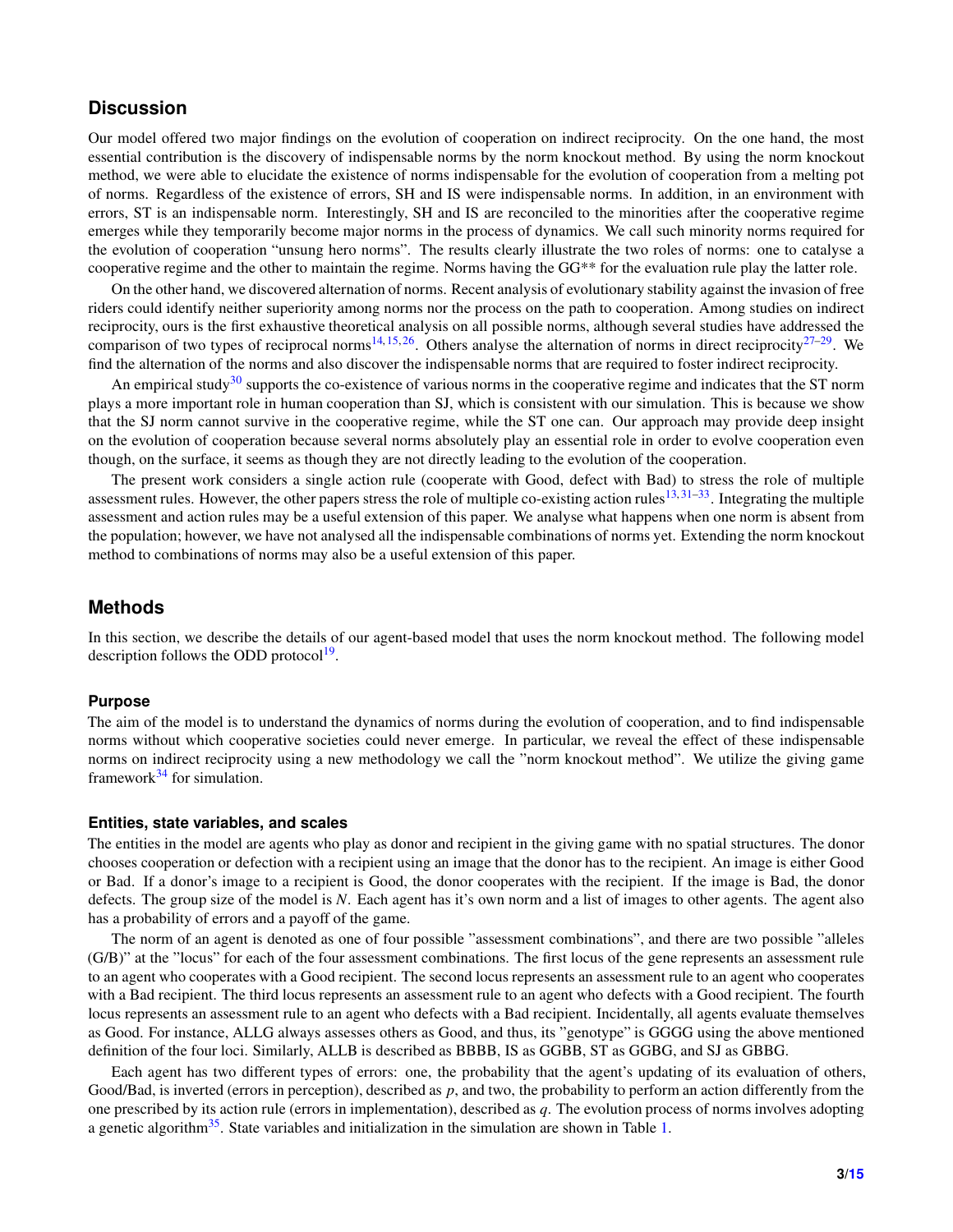## Discussion

Our model offered two major findings on the evolution of cooperation on indirect reciprocity. On the one hand, the most essential contribution is the discovery of indispensable norms by the norm knockout method. By using the norm knockout method, we were able to elucidate the existence of norms indispensable for the evolution of cooperation from a melting pot of norms. Regardless of the existence of errors, SH and IS were indispensable norms. In addition, in an environment with errors, ST is an indispensable norm. Interestingly, SH and IS are reconciled to the minorities after the cooperative regime emerges while they temporarily become major norms in the process of dynamics. We call such minority norms required for the evolution of cooperation "unsung hero norms". The results clearly illustrate the two roles of norms: one to catalyse a cooperative regime and the other to maintain the regime. Norms having the GG** for the evaluation rule play the latter role.

On the other hand, we discovered alternation of norms. Recent analysis of evolutionary stability against the invasion of free riders could identify neither superiority among norms nor the process on the path to cooperation. Among studies on indirect reciprocity, ours is the first exhaustive theoretical analysis on all possible norms, although several studies have addressed the comparison of two types of reciprocal norms[14,15,26]. Others analyse the alternation of norms in direct reciprocity[27–29]. We find the alternation of the norms and also discover the indispensable norms that are required to foster indirect reciprocity.

An empirical study[30] supports the co-existence of various norms in the cooperative regime and indicates that the ST norm plays a more important role in human cooperation than SJ, which is consistent with our simulation. This is because we show that the SJ norm cannot survive in the cooperative regime, while the ST one can. Our approach may provide deep insight on the evolution of cooperation because several norms absolutely play an essential role in order to evolve cooperation even though, on the surface, it seems as though they are not directly leading to the evolution of the cooperation.

The present work considers a single action rule (cooperate with Good, defect with Bad) to stress the role of multiple assessment rules. However, the other papers stress the role of multiple co-existing action rules[13,31–33]. Integrating the multiple assessment and action rules may be a useful extension of this paper. We analyse what happens when one norm is absent from the population; however, we have not analysed all the indispensable combinations of norms yet. Extending the norm knockout method to combinations of norms may also be a useful extension of this paper.

## Methods

In this section, we describe the details of our agent-based model that uses the norm knockout method. The following model description follows the ODD protocol[19].

### Purpose

The aim of the model is to understand the dynamics of norms during the evolution of cooperation, and to find indispensable norms without which cooperative societies could never emerge. In particular, we reveal the effect of these indispensable norms on indirect reciprocity using a new methodology we call the "norm knockout method". We utilize the giving game framework[34] for simulation.

### Entities, state variables, and scales

The entities in the model are agents who play as donor and recipient in the giving game with no spatial structures. The donor chooses cooperation or defection with a recipient using an image that the donor has to the recipient. An image is either Good or Bad. If a donor's image to a recipient is Good, the donor cooperates with the recipient. If the image is Bad, the donor defects. The group size of the model is $N$. Each agent has it's own norm and a list of images to other agents. The agent also has a probability of errors and a payoff of the game.

The norm of an agent is denoted as one of four possible "assessment combinations", and there are two possible "alleles (G/B)" at the "locus" for each of the four assessment combinations. The first locus of the gene represents an assessment rule to an agent who cooperates with a Good recipient. The second locus represents an assessment rule to an agent who cooperates with a Bad recipient. The third locus represents an assessment rule to an agent who defects with a Good recipient. The fourth locus represents an assessment rule to an agent who defects with a Bad recipient. Incidentally, all agents evaluate themselves as Good. For instance, ALLG always assesses others as Good, and thus, its "genotype" is GGGG using the above mentioned definition of the four loci. Similarly, ALLB is described as BBBB, IS as GGBB, ST as GGBG, and SJ as GBBG.

Each agent has two different types of errors: one, the probability that the agent's updating of its evaluation of others, Good/Bad, is inverted (errors in perception), described as $p$, and two, the probability to perform an action differently from the one prescribed by its action rule (errors in implementation), described as $q$. The evolution process of norms involves adopting a genetic algorithm[35]. State variables and initialization in the simulation are shown in Table 1.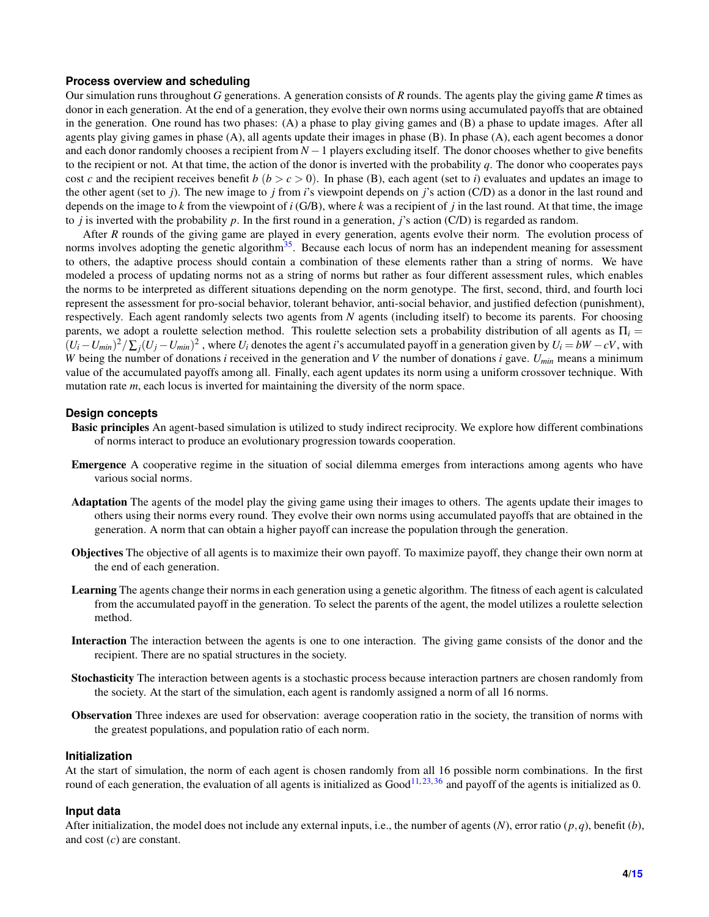### Process overview and scheduling

Our simulation runs throughout $G$ generations. A generation consists of $R$ rounds. The agents play the giving game $R$ times as donor in each generation. At the end of a generation, they evolve their own norms using accumulated payoffs that are obtained in the generation. One round has two phases: (A) a phase to play giving games and (B) a phase to update images. After all agents play giving games in phase (A), all agents update their images in phase (B). In phase (A), each agent becomes a donor and each donor randomly chooses a recipient from $N-1$ players excluding itself. The donor chooses whether to give benefits to the recipient or not. At that time, the action of the donor is inverted with the probability $q$. The donor who cooperates pays cost $c$ and the recipient receives benefit $b$ ($b > c > 0$). In phase (B), each agent (set to $i$) evaluates and updates an image to the other agent (set to $j$). The new image to $j$ from $i$'s viewpoint depends on $j$'s action (C/D) as a donor in the last round and depends on the image to $k$ from the viewpoint of $i$ (G/B), where $k$ was a recipient of $j$ in the last round. At that time, the image to $j$ is inverted with the probability $p$. In the first round in a generation, $j$'s action (C/D) is regarded as random.

After $R$ rounds of the giving game are played in every generation, agents evolve their norm. The evolution process of norms involves adopting the genetic algorithm[35]. Because each locus of norm has an independent meaning for assessment to others, the adaptive process should contain a combination of these elements rather than a string of norms. We have modeled a process of updating norms not as a string of norms but rather as four different assessment rules, which enables the norms to be interpreted as different situations depending on the norm genotype. The first, second, third, and fourth loci represent the assessment for pro-social behavior, tolerant behavior, anti-social behavior, and justified defection (punishment), respectively. Each agent randomly selects two agents from $N$ agents (including itself) to become its parents. For choosing parents, we adopt a roulette selection method. This roulette selection sets a probability distribution of all agents as $\Pi_i = (U_i - U_{min})^2 / \sum_j (U_j - U_{min})^2$ , where $U_i$ denotes the agent $i$'s accumulated payoff in a generation given by $U_i = bW - cV$, with $W$ being the number of donations $i$ received in the generation and $V$ the number of donations $i$ gave. $U_{min}$ means a minimum value of the accumulated payoffs among all. Finally, each agent updates its norm using a uniform crossover technique. With mutation rate $m$, each locus is inverted for maintaining the diversity of the norm space.

### Design concepts

**Basic principles** An agent-based simulation is utilized to study indirect reciprocity. We explore how different combinations of norms interact to produce an evolutionary progression towards cooperation.

**Emergence** A cooperative regime in the situation of social dilemma emerges from interactions among agents who have various social norms.

**Adaptation** The agents of the model play the giving game using their images to others. The agents update their images to others using their norms every round. They evolve their own norms using accumulated payoffs that are obtained in the generation. A norm that can obtain a higher payoff can increase the population through the generation.

**Objectives** The objective of all agents is to maximize their own payoff. To maximize payoff, they change their own norm at the end of each generation.

**Learning** The agents change their norms in each generation using a genetic algorithm. The fitness of each agent is calculated from the accumulated payoff in the generation. To select the parents of the agent, the model utilizes a roulette selection method.

**Interaction** The interaction between the agents is one to one interaction. The giving game consists of the donor and the recipient. There are no spatial structures in the society.

**Stochasticity** The interaction between agents is a stochastic process because interaction partners are chosen randomly from the society. At the start of the simulation, each agent is randomly assigned a norm of all 16 norms.

**Observation** Three indexes are used for observation: average cooperation ratio in the society, the transition of norms with the greatest populations, and population ratio of each norm.

### Initialization

At the start of simulation, the norm of each agent is chosen randomly from all 16 possible norm combinations. In the first round of each generation, the evaluation of all agents is initialized as Good[11,23,36] and payoff of the agents is initialized as 0.

### Input data

After initialization, the model does not include any external inputs, i.e., the number of agents ($N$), error ratio ($p, q$), benefit ($b$), and cost ($c$) are constant.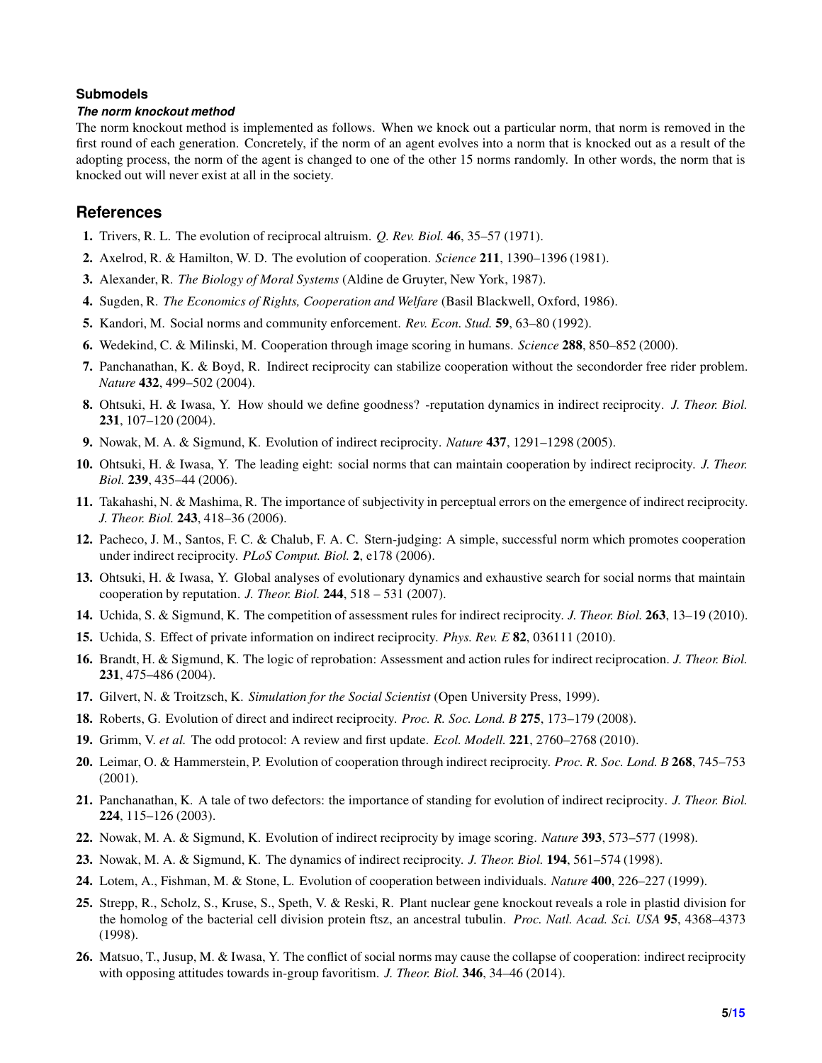### Submodels

#### *The norm knockout method*

The norm knockout method is implemented as follows. When we knock out a particular norm, that norm is removed in the first round of each generation. Concretely, if the norm of an agent evolves into a norm that is knocked out as a result of the adopting process, the norm of the agent is changed to one of the other 15 norms randomly. In other words, the norm that is knocked out will never exist at all in the society.

## References

1. Trivers, R. L. The evolution of reciprocal altruism. *Q. Rev. Biol.* **46**, 35–57 (1971).
2. Axelrod, R. & Hamilton, W. D. The evolution of cooperation. *Science* **211**, 1390–1396 (1981).
3. Alexander, R. *The Biology of Moral Systems* (Aldine de Gruyter, New York, 1987).
4. Sugden, R. *The Economics of Rights, Cooperation and Welfare* (Basil Blackwell, Oxford, 1986).
5. Kandori, M. Social norms and community enforcement. *Rev. Econ. Stud.* **59**, 63–80 (1992).
6. Wedekind, C. & Milinski, M. Cooperation through image scoring in humans. *Science* **288**, 850–852 (2000).
7. Panchanathan, K. & Boyd, R. Indirect reciprocity can stabilize cooperation without the secondorder free rider problem. *Nature* **432**, 499–502 (2004).
8. Ohtsuki, H. & Iwasa, Y. How should we define goodness? -reputation dynamics in indirect reciprocity. *J. Theor. Biol.* **231**, 107–120 (2004).
9. Nowak, M. A. & Sigmund, K. Evolution of indirect reciprocity. *Nature* **437**, 1291–1298 (2005).
10. Ohtsuki, H. & Iwasa, Y. The leading eight: social norms that can maintain cooperation by indirect reciprocity. *J. Theor. Biol.* **239**, 435–44 (2006).
11. Takahashi, N. & Mashima, R. The importance of subjectivity in perceptual errors on the emergence of indirect reciprocity. *J. Theor. Biol.* **243**, 418–36 (2006).
12. Pacheco, J. M., Santos, F. C. & Chalub, F. A. C. Stern-judging: A simple, successful norm which promotes cooperation under indirect reciprocity. *PLoS Comput. Biol.* **2**, e178 (2006).
13. Ohtsuki, H. & Iwasa, Y. Global analyses of evolutionary dynamics and exhaustive search for social norms that maintain cooperation by reputation. *J. Theor. Biol.* **244**, 518 – 531 (2007).
14. Uchida, S. & Sigmund, K. The competition of assessment rules for indirect reciprocity. *J. Theor. Biol.* **263**, 13–19 (2010).
15. Uchida, S. Effect of private information on indirect reciprocity. *Phys. Rev. E* **82**, 036111 (2010).
16. Brandt, H. & Sigmund, K. The logic of reprobation: Assessment and action rules for indirect reciprocation. *J. Theor. Biol.* **231**, 475–486 (2004).
17. Gilvert, N. & Troitzsch, K. *Simulation for the Social Scientist* (Open University Press, 1999).
18. Roberts, G. Evolution of direct and indirect reciprocity. *Proc. R. Soc. Lond. B* **275**, 173–179 (2008).
19. Grimm, V. *et al.* The odd protocol: A review and first update. *Ecol. Modell.* **221**, 2760–2768 (2010).
20. Leimar, O. & Hammerstein, P. Evolution of cooperation through indirect reciprocity. *Proc. R. Soc. Lond. B* **268**, 745–753 (2001).
21. Panchanathan, K. A tale of two defectors: the importance of standing for evolution of indirect reciprocity. *J. Theor. Biol.* **224**, 115–126 (2003).
22. Nowak, M. A. & Sigmund, K. Evolution of indirect reciprocity by image scoring. *Nature* **393**, 573–577 (1998).
23. Nowak, M. A. & Sigmund, K. The dynamics of indirect reciprocity. *J. Theor. Biol.* **194**, 561–574 (1998).
24. Lotem, A., Fishman, M. & Stone, L. Evolution of cooperation between individuals. *Nature* **400**, 226–227 (1999).
25. Strepp, R., Scholz, S., Kruse, S., Speth, V. & Reski, R. Plant nuclear gene knockout reveals a role in plastid division for the homolog of the bacterial cell division protein ftsz, an ancestral tubulin. *Proc. Natl. Acad. Sci. USA* **95**, 4368–4373 (1998).
26. Matsuo, T., Jusup, M. & Iwasa, Y. The conflict of social norms may cause the collapse of cooperation: indirect reciprocity with opposing attitudes towards in-group favoritism. *J. Theor. Biol.* **346**, 34–46 (2014).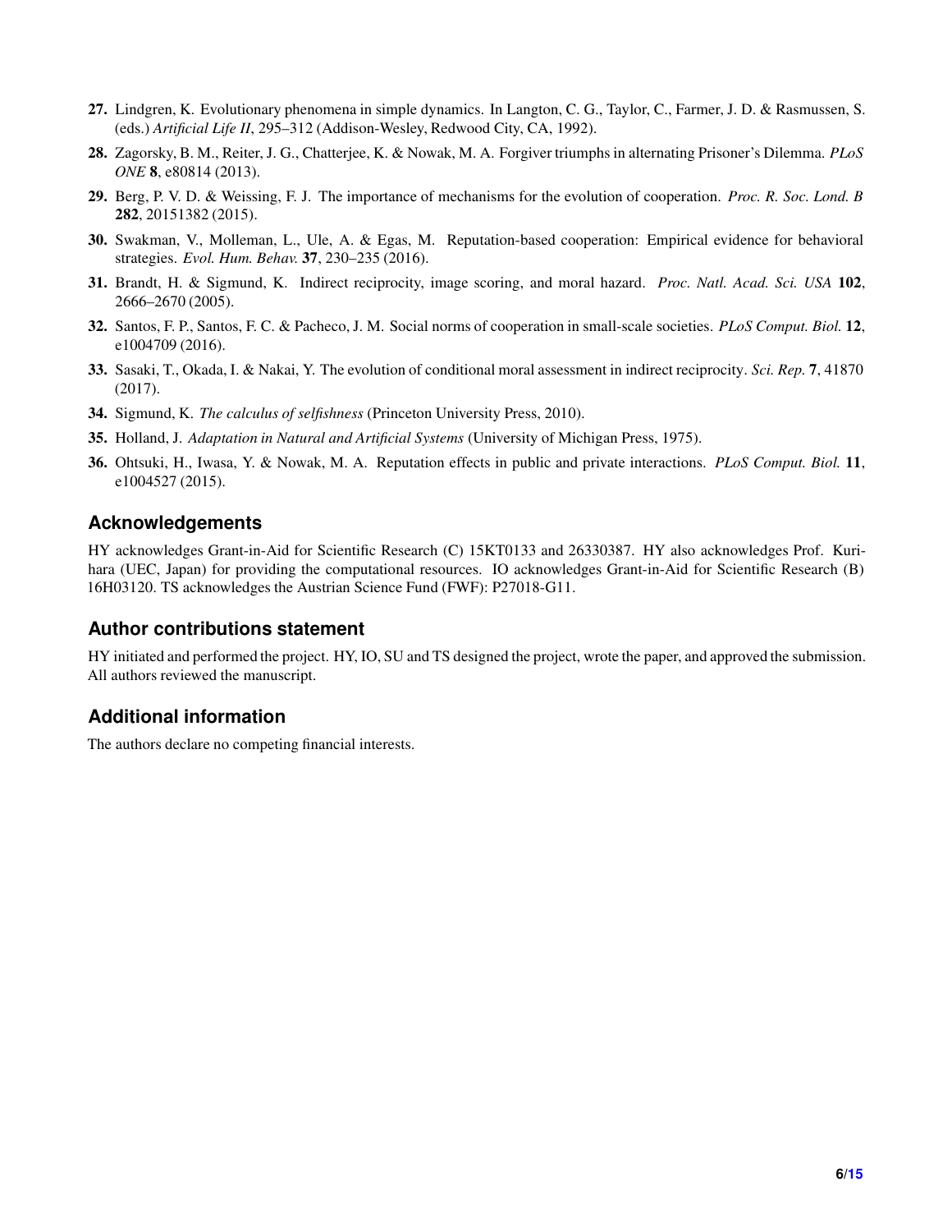27. Lindgren, K. Evolutionary phenomena in simple dynamics. In Langton, C. G., Taylor, C., Farmer, J. D. & Rasmussen, S. (eds.) *Artificial Life II*, 295–312 (Addison-Wesley, Redwood City, CA, 1992).

28. Zagorsky, B. M., Reiter, J. G., Chatterjee, K. & Nowak, M. A. Forgiver triumphs in alternating Prisoner's Dilemma. *PLoS ONE* **8**, e80814 (2013).

29. Berg, P. V. D. & Weissing, F. J. The importance of mechanisms for the evolution of cooperation. *Proc. R. Soc. Lond. B* **282**, 20151382 (2015).

30. Swakman, V., Molleman, L., Ule, A. & Egas, M. Reputation-based cooperation: Empirical evidence for behavioral strategies. *Evol. Hum. Behav.* **37**, 230–235 (2016).

31. Brandt, H. & Sigmund, K. Indirect reciprocity, image scoring, and moral hazard. *Proc. Natl. Acad. Sci. USA* **102**, 2666–2670 (2005).

32. Santos, F. P., Santos, F. C. & Pacheco, J. M. Social norms of cooperation in small-scale societies. *PLoS Comput. Biol.* **12**, e1004709 (2016).

33. Sasaki, T., Okada, I. & Nakai, Y. The evolution of conditional moral assessment in indirect reciprocity. *Sci. Rep.* **7**, 41870 (2017).

34. Sigmund, K. *The calculus of selfishness* (Princeton University Press, 2010).

35. Holland, J. *Adaptation in Natural and Artificial Systems* (University of Michigan Press, 1975).

36. Ohtsuki, H., Iwasa, Y. & Nowak, M. A. Reputation effects in public and private interactions. *PLoS Comput. Biol.* **11**, e1004527 (2015).

## Acknowledgements

HY acknowledges Grant-in-Aid for Scientific Research (C) 15KT0133 and 26330387. HY also acknowledges Prof. Kurihara (UEC, Japan) for providing the computational resources. IO acknowledges Grant-in-Aid for Scientific Research (B) 16H03120. TS acknowledges the Austrian Science Fund (FWF): P27018-G11.

## Author contributions statement

HY initiated and performed the project. HY, IO, SU and TS designed the project, wrote the paper, and approved the submission. All authors reviewed the manuscript.

## Additional information

The authors declare no competing financial interests.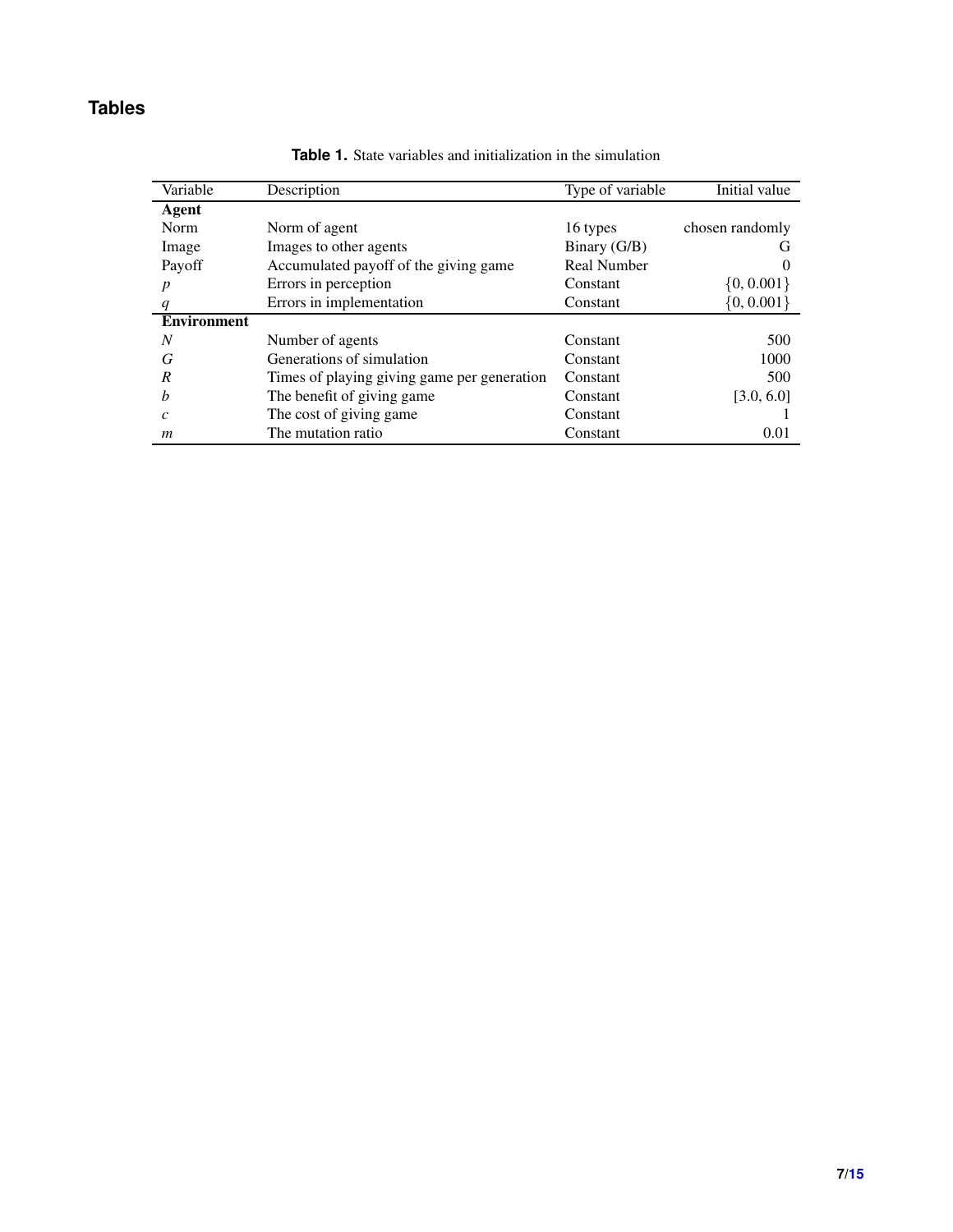## Tables

**Table 1.** State variables and initialization in the simulation

| Variable | Description | Type of variable | Initial value |
|---|---|---|---|
| **Agent** | | | |
| Norm | Norm of agent | 16 types | chosen randomly |
| Image | Images to other agents | Binary (G/B) | G |
| Payoff | Accumulated payoff of the giving game | Real Number | 0 |
| $p$ | Errors in perception | Constant | $\{0, 0.001\}$ |
| $q$ | Errors in implementation | Constant | $\{0, 0.001\}$ |
| **Environment** | | | |
| $N$ | Number of agents | Constant | 500 |
| $G$ | Generations of simulation | Constant | 1000 |
| $R$ | Times of playing giving game per generation | Constant | 500 |
| $b$ | The benefit of giving game | Constant | [3.0, 6.0] |
| $c$ | The cost of giving game | Constant | 1 |
| $m$ | The mutation ratio | Constant | 0.01 |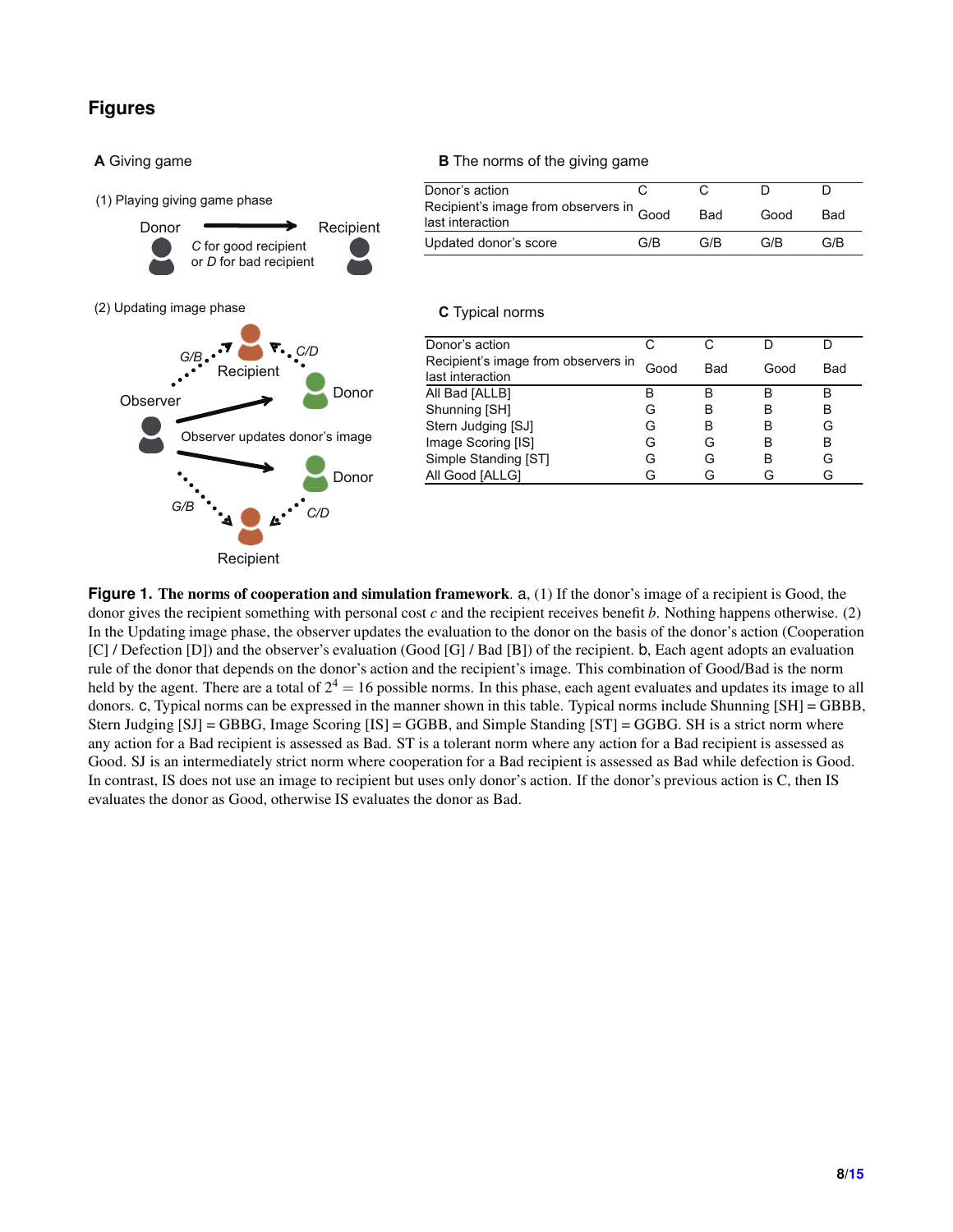## Figures

**A** Giving game

(1) Playing giving game phase

Donor → Recipient: *C* for good recipient or *D* for bad recipient

(2) Updating image phase

Observer updates donor's image

**B** The norms of the giving game

| Donor's action | C | C | D | D |
|---|---|---|---|---|
| Recipient's image from observers in last interaction | Good | Bad | Good | Bad |
| Updated donor's score | G/B | G/B | G/B | G/B |

**C** Typical norms

| Donor's action | C | C | D | D |
|---|---|---|---|---|
| Recipient's image from observers in last interaction | Good | Bad | Good | Bad |
| All Bad [ALLB] | B | B | B | B |
| Shunning [SH] | G | B | B | B |
| Stern Judging [SJ] | G | B | B | G |
| Image Scoring [IS] | G | G | B | B |
| Simple Standing [ST] | G | G | B | G |
| All Good [ALLG] | G | G | G | G |

**Figure 1. The norms of cooperation and simulation framework**. a, (1) If the donor's image of a recipient is Good, the donor gives the recipient something with personal cost $c$ and the recipient receives benefit $b$. Nothing happens otherwise. (2) In the Updating image phase, the observer updates the evaluation to the donor on the basis of the donor's action (Cooperation [C] / Defection [D]) and the observer's evaluation (Good [G] / Bad [B]) of the recipient. b, Each agent adopts an evaluation rule of the donor that depends on the donor's action and the recipient's image. This combination of Good/Bad is the norm held by the agent. There are a total of $2^4 = 16$ possible norms. In this phase, each agent evaluates and updates its image to all donors. c, Typical norms can be expressed in the manner shown in this table. Typical norms include Shunning [SH] = GBBB, Stern Judging [SJ] = GBBG, Image Scoring [IS] = GGBB, and Simple Standing [ST] = GGBG. SH is a strict norm where any action for a Bad recipient is assessed as Bad. ST is a tolerant norm where any action for a Bad recipient is assessed as Good. SJ is an intermediately strict norm where cooperation for a Bad recipient is assessed as Bad while defection is Good. In contrast, IS does not use an image to recipient but uses only donor's action. If the donor's previous action is C, then IS evaluates the donor as Good, otherwise IS evaluates the donor as Bad.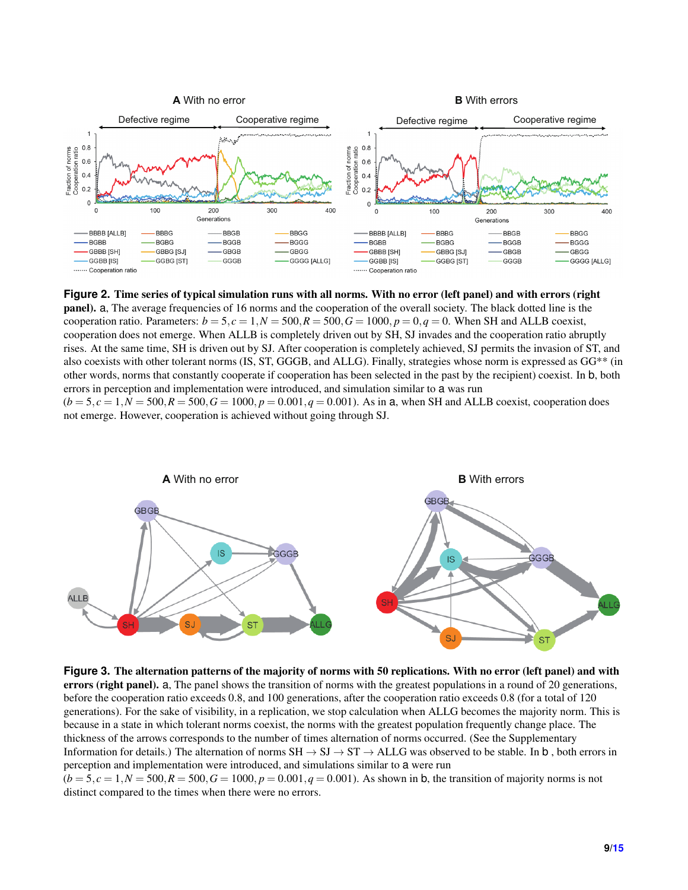**Figure 2. Time series of typical simulation runs with all norms. With no error (left panel) and with errors (right panel).** a, The average frequencies of 16 norms and the cooperation of the overall society. The black dotted line is the cooperation ratio. Parameters: $b = 5, c = 1, N = 500, R = 500, G = 1000, p = 0, q = 0$. When SH and ALLB coexist, cooperation does not emerge. When ALLB is completely driven out by SH, SJ invades and the cooperation ratio abruptly rises. At the same time, SH is driven out by SJ. After cooperation is completely achieved, SJ permits the invasion of ST, and also coexists with other tolerant norms (IS, ST, GGGB, and ALLG). Finally, strategies whose norm is expressed as GG** (in other words, norms that constantly cooperate if cooperation has been selected in the past by the recipient) coexist. In b, both errors in perception and implementation were introduced, and simulation similar to a was run ($b = 5, c = 1, N = 500, R = 500, G = 1000, p = 0.001, q = 0.001$). As in a, when SH and ALLB coexist, cooperation does not emerge. However, cooperation is achieved without going through SJ.

**Figure 3. The alternation patterns of the majority of norms with 50 replications. With no error (left panel) and with errors (right panel).** a, The panel shows the transition of norms with the greatest populations in a round of 20 generations, before the cooperation ratio exceeds 0.8, and 100 generations, after the cooperation ratio exceeds 0.8 (for a total of 120 generations). For the sake of visibility, in a replication, we stop calculation when ALLG becomes the majority norm. This is because in a state in which tolerant norms coexist, the norms with the greatest population frequently change place. The thickness of the arrows corresponds to the number of times alternation of norms occurred. (See the Supplementary Information for details.) The alternation of norms SH $\rightarrow$ SJ $\rightarrow$ ST $\rightarrow$ ALLG was observed to be stable. In b , both errors in perception and implementation were introduced, and simulations similar to a were run ($b = 5, c = 1, N = 500, R = 500, G = 1000, p = 0.001, q = 0.001$). As shown in b, the transition of majority norms is not distinct compared to the times when there were no errors.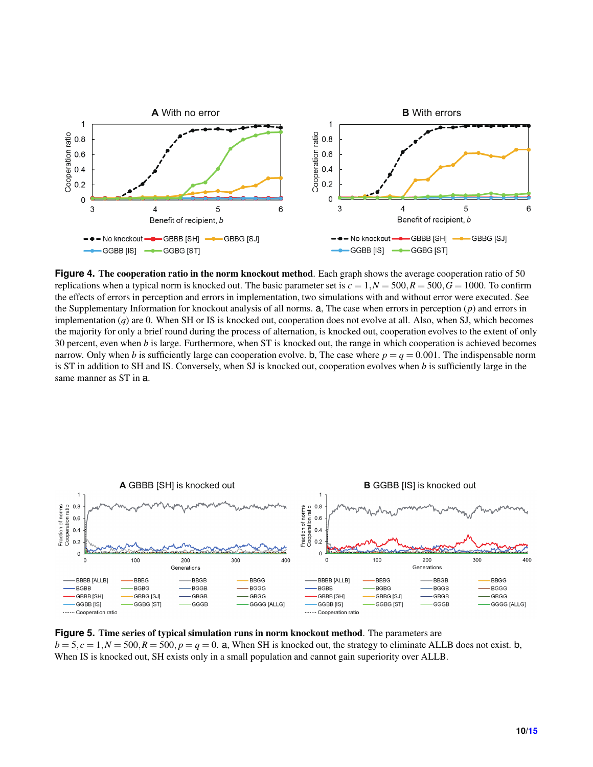**Figure 4. The cooperation ratio in the norm knockout method**. Each graph shows the average cooperation ratio of 50 replications when a typical norm is knocked out. The basic parameter set is $c = 1, N = 500, R = 500, G = 1000$. To confirm the effects of errors in perception and errors in implementation, two simulations with and without error were executed. See the Supplementary Information for knockout analysis of all norms. **a**, The case when errors in perception ($p$) and errors in implementation ($q$) are 0. When SH or IS is knocked out, cooperation does not evolve at all. Also, when SJ, which becomes the majority for only a brief round during the process of alternation, is knocked out, cooperation evolves to the extent of only 30 percent, even when $b$ is large. Furthermore, when ST is knocked out, the range in which cooperation is achieved becomes narrow. Only when $b$ is sufficiently large can cooperation evolve. **b**, The case where $p = q = 0.001$. The indispensable norm is ST in addition to SH and IS. Conversely, when SJ is knocked out, cooperation evolves when $b$ is sufficiently large in the same manner as ST in **a**.

**Figure 5. Time series of typical simulation runs in norm knockout method**. The parameters are $b = 5, c = 1, N = 500, R = 500, p = q = 0$. **a**, When SH is knocked out, the strategy to eliminate ALLB does not exist. **b**, When IS is knocked out, SH exists only in a small population and cannot gain superiority over ALLB.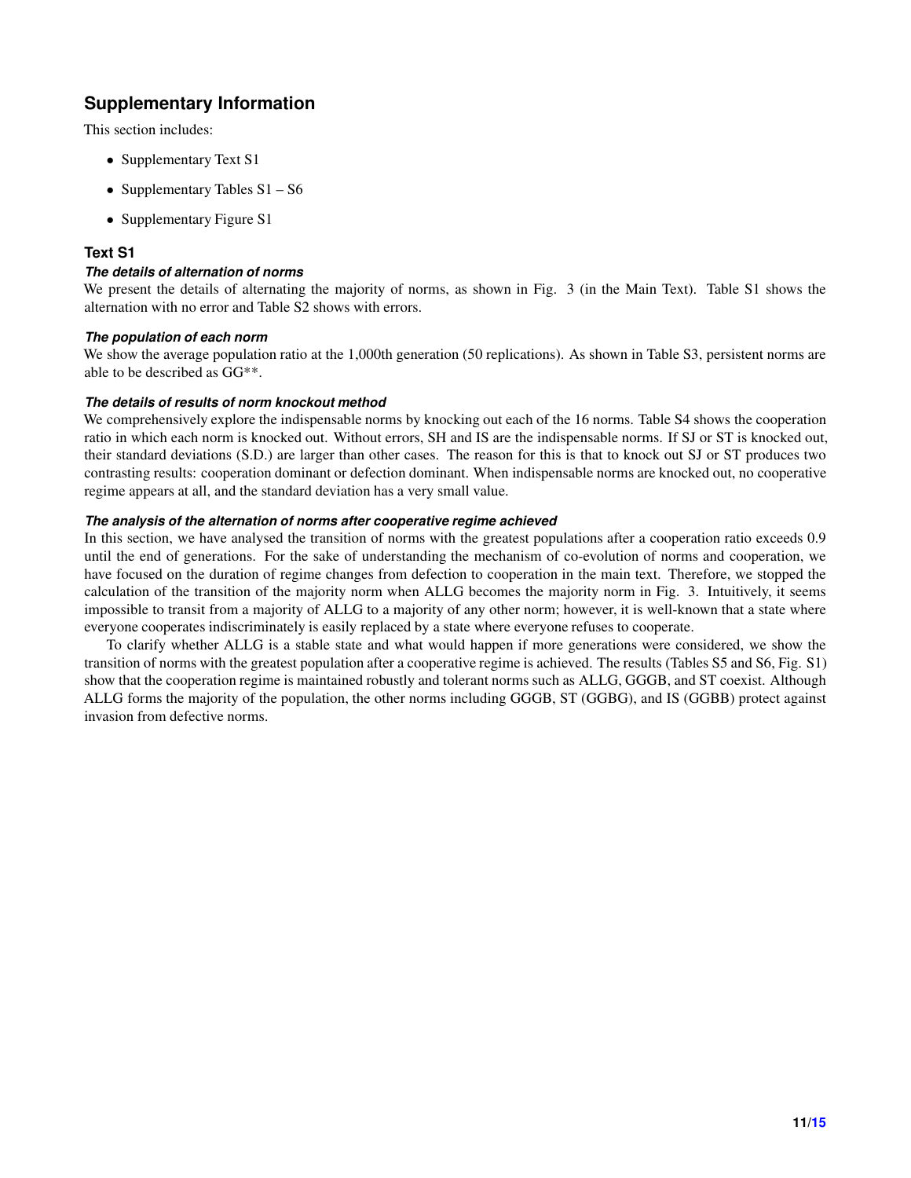## Supplementary Information

This section includes:

- Supplementary Text S1
- Supplementary Tables S1 – S6
- Supplementary Figure S1

### Text S1

#### *The details of alternation of norms*

We present the details of alternating the majority of norms, as shown in Fig. 3 (in the Main Text). Table S1 shows the alternation with no error and Table S2 shows with errors.

#### *The population of each norm*

We show the average population ratio at the 1,000th generation (50 replications). As shown in Table S3, persistent norms are able to be described as GG**.

#### *The details of results of norm knockout method*

We comprehensively explore the indispensable norms by knocking out each of the 16 norms. Table S4 shows the cooperation ratio in which each norm is knocked out. Without errors, SH and IS are the indispensable norms. If SJ or ST is knocked out, their standard deviations (S.D.) are larger than other cases. The reason for this is that to knock out SJ or ST produces two contrasting results: cooperation dominant or defection dominant. When indispensable norms are knocked out, no cooperative regime appears at all, and the standard deviation has a very small value.

#### *The analysis of the alternation of norms after cooperative regime achieved*

In this section, we have analysed the transition of norms with the greatest populations after a cooperation ratio exceeds 0.9 until the end of generations. For the sake of understanding the mechanism of co-evolution of norms and cooperation, we have focused on the duration of regime changes from defection to cooperation in the main text. Therefore, we stopped the calculation of the transition of the majority norm when ALLG becomes the majority norm in Fig. 3. Intuitively, it seems impossible to transit from a majority of ALLG to a majority of any other norm; however, it is well-known that a state where everyone cooperates indiscriminately is easily replaced by a state where everyone refuses to cooperate.

To clarify whether ALLG is a stable state and what would happen if more generations were considered, we show the transition of norms with the greatest population after a cooperative regime is achieved. The results (Tables S5 and S6, Fig. S1) show that the cooperation regime is maintained robustly and tolerant norms such as ALLG, GGGB, and ST coexist. Although ALLG forms the majority of the population, the other norms including GGGB, ST (GGBG), and IS (GGBB) protect against invasion from defective norms.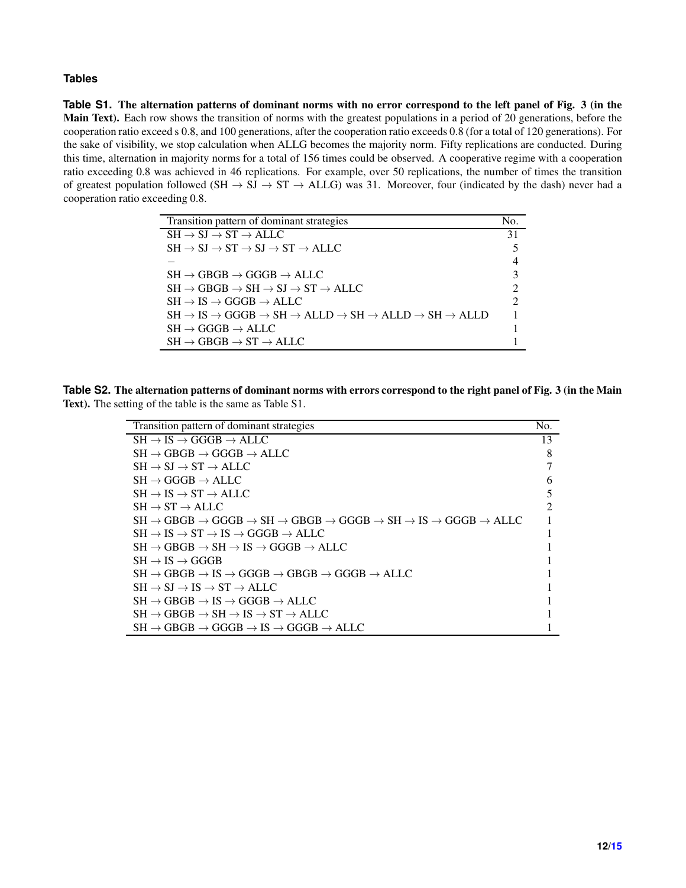## Tables

**Table S1. The alternation patterns of dominant norms with no error correspond to the left panel of Fig. 3 (in the Main Text).** Each row shows the transition of norms with the greatest populations in a period of 20 generations, before the cooperation ratio exceed s 0.8, and 100 generations, after the cooperation ratio exceeds 0.8 (for a total of 120 generations). For the sake of visibility, we stop calculation when ALLG becomes the majority norm. Fifty replications are conducted. During this time, alternation in majority norms for a total of 156 times could be observed. A cooperative regime with a cooperation ratio exceeding 0.8 was achieved in 46 replications. For example, over 50 replications, the number of times the transition of greatest population followed (SH → SJ → ST → ALLG) was 31. Moreover, four (indicated by the dash) never had a cooperation ratio exceeding 0.8.

| Transition pattern of dominant strategies | No. |
|---|---|
| SH → SJ → ST → ALLC | 31 |
| SH → SJ → ST → SJ → ST → ALLC | 5 |
| – | 4 |
| SH → GBGB → GGGB → ALLC | 3 |
| SH → GBGB → SH → SJ → ST → ALLC | 2 |
| SH → IS → GGGB → ALLC | 2 |
| SH → IS → GGGB → SH → ALLD → SH → ALLD → SH → ALLD | 1 |
| SH → GGGB → ALLC | 1 |
| SH → GBGB → ST → ALLC | 1 |

**Table S2. The alternation patterns of dominant norms with errors correspond to the right panel of Fig. 3 (in the Main Text).** The setting of the table is the same as Table S1.

| Transition pattern of dominant strategies | No. |
|---|---|
| SH → IS → GGGB → ALLC | 13 |
| SH → GBGB → GGGB → ALLC | 8 |
| SH → SJ → ST → ALLC | 7 |
| SH → GGGB → ALLC | 6 |
| SH → IS → ST → ALLC | 5 |
| SH → ST → ALLC | 2 |
| SH → GBGB → GGGB → SH → GBGB → GGGB → SH → IS → GGGB → ALLC | 1 |
| SH → IS → ST → IS → GGGB → ALLC | 1 |
| SH → GBGB → SH → IS → GGGB → ALLC | 1 |
| SH → IS → GGGB | 1 |
| SH → GBGB → IS → GGGB → GBGB → GGGB → ALLC | 1 |
| SH → SJ → IS → ST → ALLC | 1 |
| SH → GBGB → IS → GGGB → ALLC | 1 |
| SH → GBGB → SH → IS → ST → ALLC | 1 |
| SH → GBGB → GGGB → IS → GGGB → ALLC | 1 |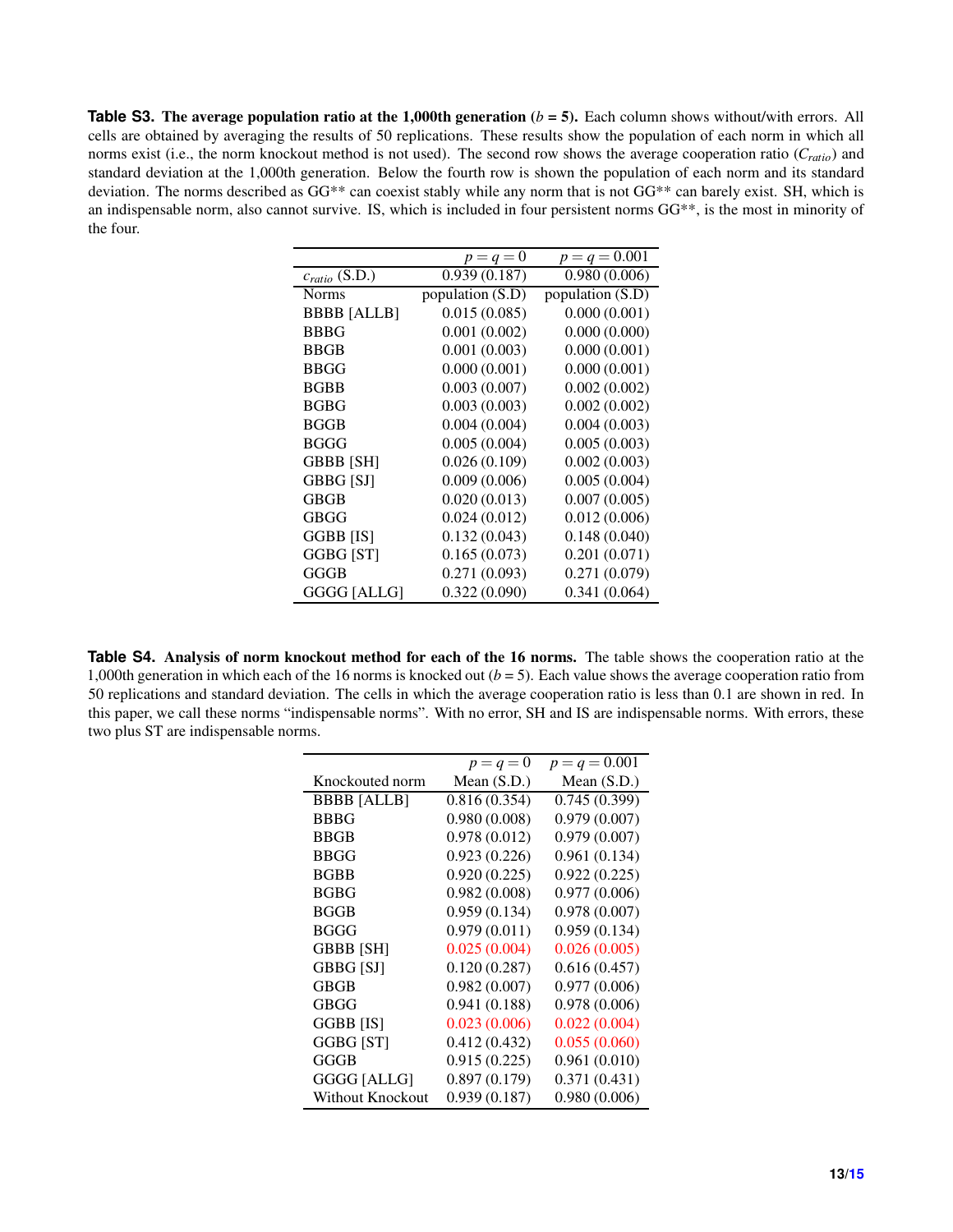**Table S3. The average population ratio at the 1,000th generation ($b$ = 5).** Each column shows without/with errors. All cells are obtained by averaging the results of 50 replications. These results show the population of each norm in which all norms exist (i.e., the norm knockout method is not used). The second row shows the average cooperation ratio ($C_{ratio}$) and standard deviation at the 1,000th generation. Below the fourth row is shown the population of each norm and its standard deviation. The norms described as GG** can coexist stably while any norm that is not GG** can barely exist. SH, which is an indispensable norm, also cannot survive. IS, which is included in four persistent norms GG**, is the most in minority of the four.

| | $p = q = 0$ | $p = q = 0.001$ |
|---|---|---|
| $c_{ratio}$ (S.D.) | 0.939 (0.187) | 0.980 (0.006) |
| Norms | population (S.D) | population (S.D) |
| BBBB [ALLB] | 0.015 (0.085) | 0.000 (0.001) |
| BBBG | 0.001 (0.002) | 0.000 (0.000) |
| BBGB | 0.001 (0.003) | 0.000 (0.001) |
| BBGG | 0.000 (0.001) | 0.000 (0.001) |
| BGBB | 0.003 (0.007) | 0.002 (0.002) |
| BGBG | 0.003 (0.003) | 0.002 (0.002) |
| BGGB | 0.004 (0.004) | 0.004 (0.003) |
| BGGG | 0.005 (0.004) | 0.005 (0.003) |
| GBBB [SH] | 0.026 (0.109) | 0.002 (0.003) |
| GBBG [SJ] | 0.009 (0.006) | 0.005 (0.004) |
| GBGB | 0.020 (0.013) | 0.007 (0.005) |
| GBGG | 0.024 (0.012) | 0.012 (0.006) |
| GGBB [IS] | 0.132 (0.043) | 0.148 (0.040) |
| GGBG [ST] | 0.165 (0.073) | 0.201 (0.071) |
| GGGB | 0.271 (0.093) | 0.271 (0.079) |
| GGGG [ALLG] | 0.322 (0.090) | 0.341 (0.064) |

**Table S4. Analysis of norm knockout method for each of the 16 norms.** The table shows the cooperation ratio at the 1,000th generation in which each of the 16 norms is knocked out ($b$ = 5). Each value shows the average cooperation ratio from 50 replications and standard deviation. The cells in which the average cooperation ratio is less than 0.1 are shown in red. In this paper, we call these norms "indispensable norms". With no error, SH and IS are indispensable norms. With errors, these two plus ST are indispensable norms.

| | $p = q = 0$ | $p = q = 0.001$ |
|---|---|---|
| Knockouted norm | Mean (S.D.) | Mean (S.D.) |
| BBBB [ALLB] | 0.816 (0.354) | 0.745 (0.399) |
| BBBG | 0.980 (0.008) | 0.979 (0.007) |
| BBGB | 0.978 (0.012) | 0.979 (0.007) |
| BBGG | 0.923 (0.226) | 0.961 (0.134) |
| BGBB | 0.920 (0.225) | 0.922 (0.225) |
| BGBG | 0.982 (0.008) | 0.977 (0.006) |
| BGGB | 0.959 (0.134) | 0.978 (0.007) |
| BGGG | 0.979 (0.011) | 0.959 (0.134) |
| GBBB [SH] | 0.025 (0.004) | 0.026 (0.005) |
| GBBG [SJ] | 0.120 (0.287) | 0.616 (0.457) |
| GBGB | 0.982 (0.007) | 0.977 (0.006) |
| GBGG | 0.941 (0.188) | 0.978 (0.006) |
| GGBB [IS] | 0.023 (0.006) | 0.022 (0.004) |
| GGBG [ST] | 0.412 (0.432) | 0.055 (0.060) |
| GGGB | 0.915 (0.225) | 0.961 (0.010) |
| GGGG [ALLG] | 0.897 (0.179) | 0.371 (0.431) |
| Without Knockout | 0.939 (0.187) | 0.980 (0.006) |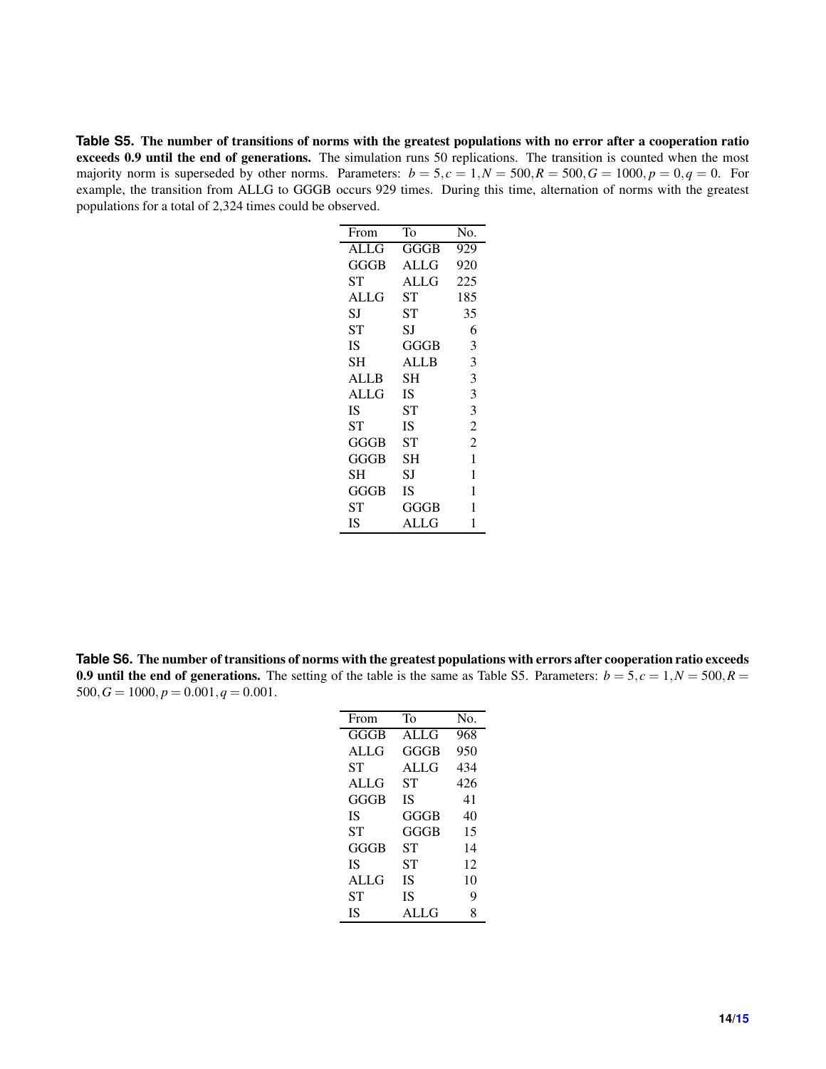**Table S5. The number of transitions of norms with the greatest populations with no error after a cooperation ratio exceeds 0.9 until the end of generations.** The simulation runs 50 replications. The transition is counted when the most majority norm is superseded by other norms. Parameters: $b = 5, c = 1, N = 500, R = 500, G = 1000, p = 0, q = 0$. For example, the transition from ALLG to GGGB occurs 929 times. During this time, alternation of norms with the greatest populations for a total of 2,324 times could be observed.

| From | To | No. |
|---|---|---|
| ALLG | GGGB | 929 |
| GGGB | ALLG | 920 |
| ST | ALLG | 225 |
| ALLG | ST | 185 |
| SJ | ST | 35 |
| ST | SJ | 6 |
| IS | GGGB | 3 |
| SH | ALLB | 3 |
| ALLB | SH | 3 |
| ALLG | IS | 3 |
| IS | ST | 3 |
| ST | IS | 2 |
| GGGB | ST | 2 |
| GGGB | SH | 1 |
| SH | SJ | 1 |
| GGGB | IS | 1 |
| ST | GGGB | 1 |
| IS | ALLG | 1 |

**Table S6. The number of transitions of norms with the greatest populations with errors after cooperation ratio exceeds 0.9 until the end of generations.** The setting of the table is the same as Table S5. Parameters: $b = 5, c = 1, N = 500, R = 500, G = 1000, p = 0.001, q = 0.001$.

| From | To | No. |
|---|---|---|
| GGGB | ALLG | 968 |
| ALLG | GGGB | 950 |
| ST | ALLG | 434 |
| ALLG | ST | 426 |
| GGGB | IS | 41 |
| IS | GGGB | 40 |
| ST | GGGB | 15 |
| GGGB | ST | 14 |
| IS | ST | 12 |
| ALLG | IS | 10 |
| ST | IS | 9 |
| IS | ALLG | 8 |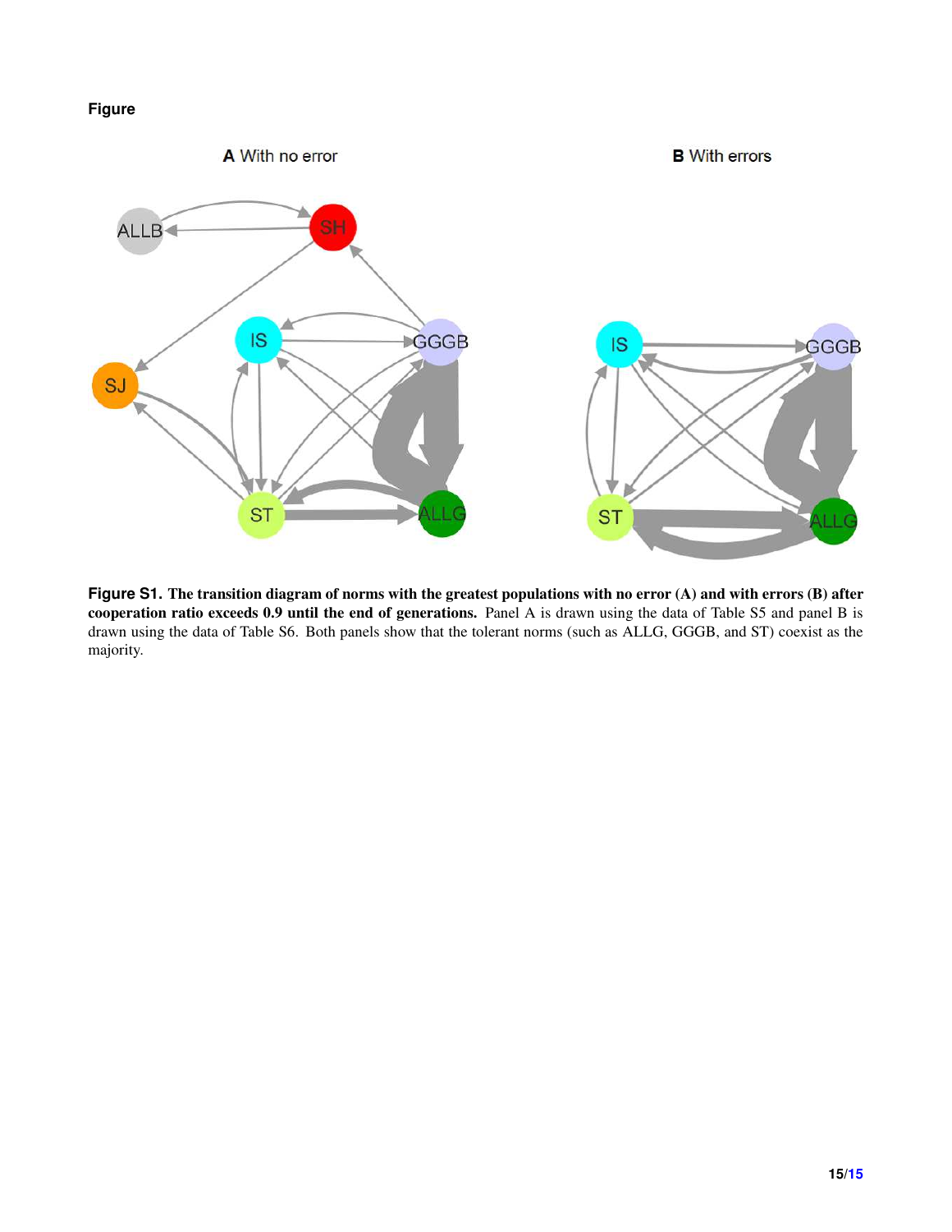## Figure

A With no error

ALLB

SH

IS

GGGB

SJ

ST

ALLG

B With errors

IS

GGGB

ST

ALLG

**Figure S1. The transition diagram of norms with the greatest populations with no error (A) and with errors (B) after cooperation ratio exceeds 0.9 until the end of generations.** Panel A is drawn using the data of Table S5 and panel B is drawn using the data of Table S6. Both panels show that the tolerant norms (such as ALLG, GGGB, and ST) coexist as the majority.